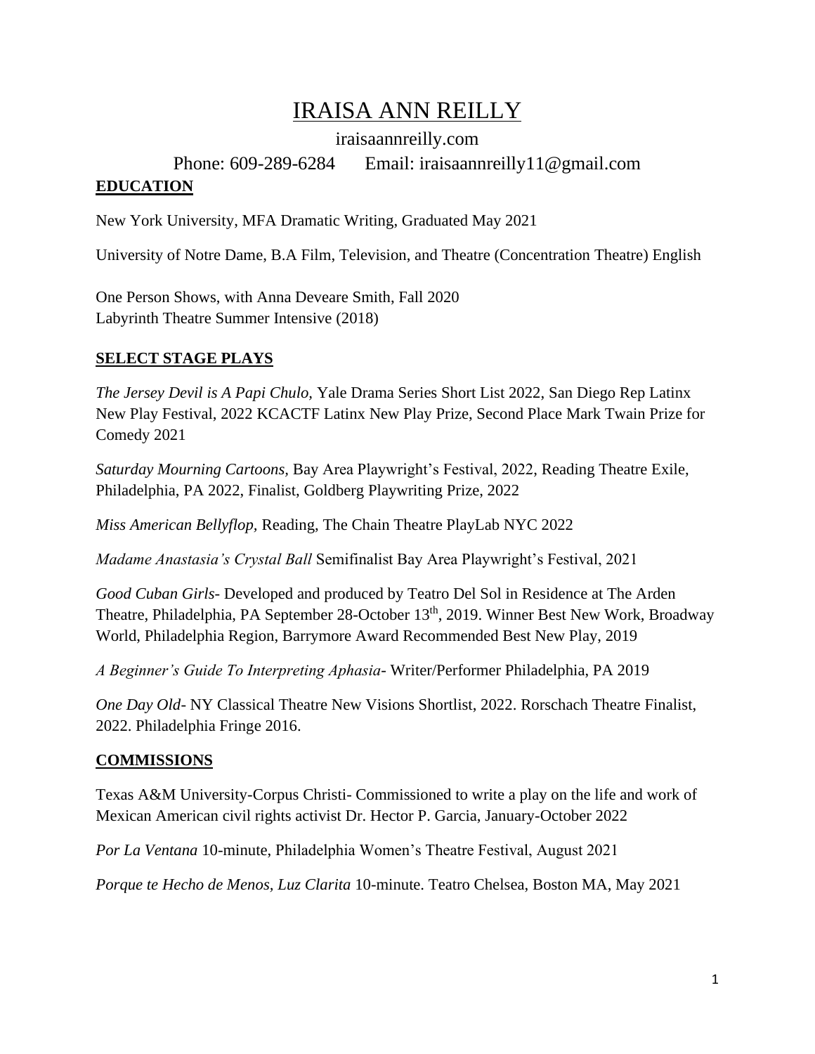# IRAISA ANN REILLY

iraisaannreilly.com

Phone: 609-289-6284 Email: iraisaannreilly11@gmail.com

## EDUCATION

New York University, MFA Dramatic Writing, Graduated May 2021

University of Notre Dame, B.A Film, Television, and Theatre (Concentration Theatre) English

One Person Shows, with Anna Deveare Smith, Fall 2020
Labyrinth Theatre Summer Intensive (2018)

## SELECT STAGE PLAYS

*The Jersey Devil is A Papi Chulo,* Yale Drama Series Short List 2022, San Diego Rep Latinx New Play Festival, 2022 KCACTF Latinx New Play Prize, Second Place Mark Twain Prize for Comedy 2021

*Saturday Mourning Cartoons,* Bay Area Playwright's Festival, 2022, Reading Theatre Exile, Philadelphia, PA 2022, Finalist, Goldberg Playwriting Prize, 2022

*Miss American Bellyflop,* Reading, The Chain Theatre PlayLab NYC 2022

*Madame Anastasia's Crystal Ball* Semifinalist Bay Area Playwright's Festival, 2021

*Good Cuban Girls*- Developed and produced by Teatro Del Sol in Residence at The Arden Theatre, Philadelphia, PA September 28-October 13th, 2019. Winner Best New Work, Broadway World, Philadelphia Region, Barrymore Award Recommended Best New Play, 2019

*A Beginner's Guide To Interpreting Aphasia*- Writer/Performer Philadelphia, PA 2019

*One Day Old*- NY Classical Theatre New Visions Shortlist, 2022. Rorschach Theatre Finalist, 2022. Philadelphia Fringe 2016.

## COMMISSIONS

Texas A&M University-Corpus Christi- Commissioned to write a play on the life and work of Mexican American civil rights activist Dr. Hector P. Garcia, January-October 2022

*Por La Ventana* 10-minute, Philadelphia Women's Theatre Festival, August 2021

*Porque te Hecho de Menos, Luz Clarita* 10-minute. Teatro Chelsea, Boston MA, May 2021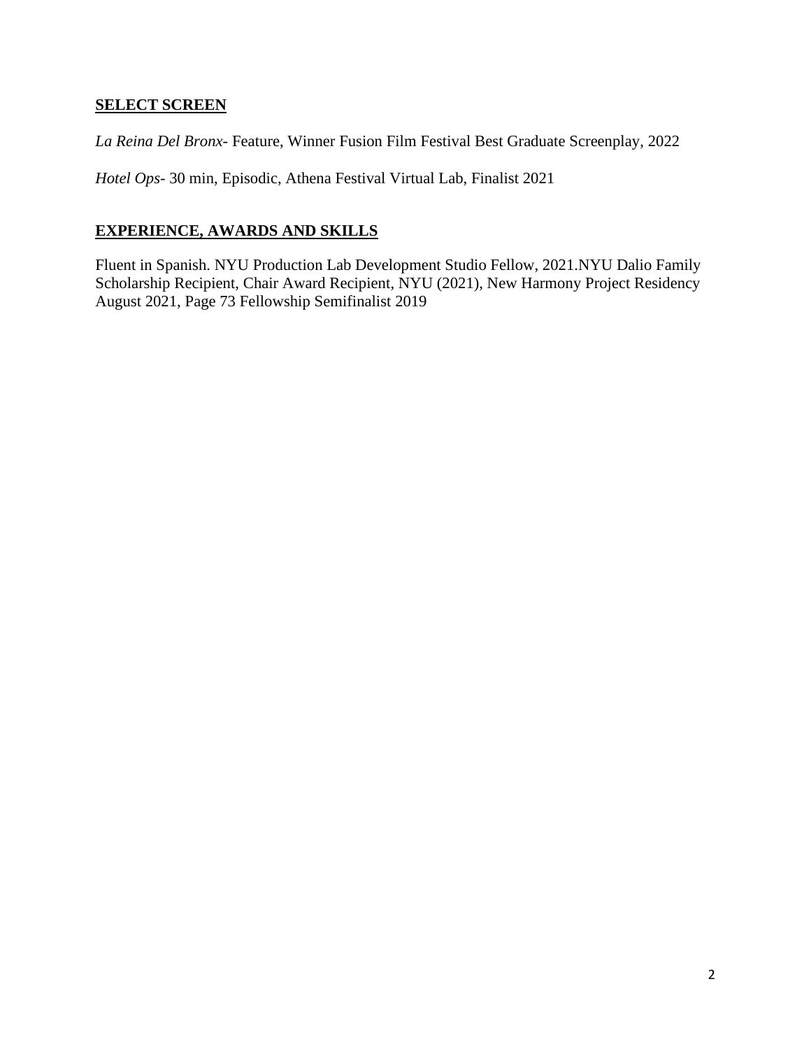## SELECT SCREEN

*La Reina Del Bronx*- Feature, Winner Fusion Film Festival Best Graduate Screenplay, 2022

*Hotel Ops*- 30 min, Episodic, Athena Festival Virtual Lab, Finalist 2021

## EXPERIENCE, AWARDS AND SKILLS

Fluent in Spanish. NYU Production Lab Development Studio Fellow, 2021.NYU Dalio Family Scholarship Recipient, Chair Award Recipient, NYU (2021), New Harmony Project Residency August 2021, Page 73 Fellowship Semifinalist 2019